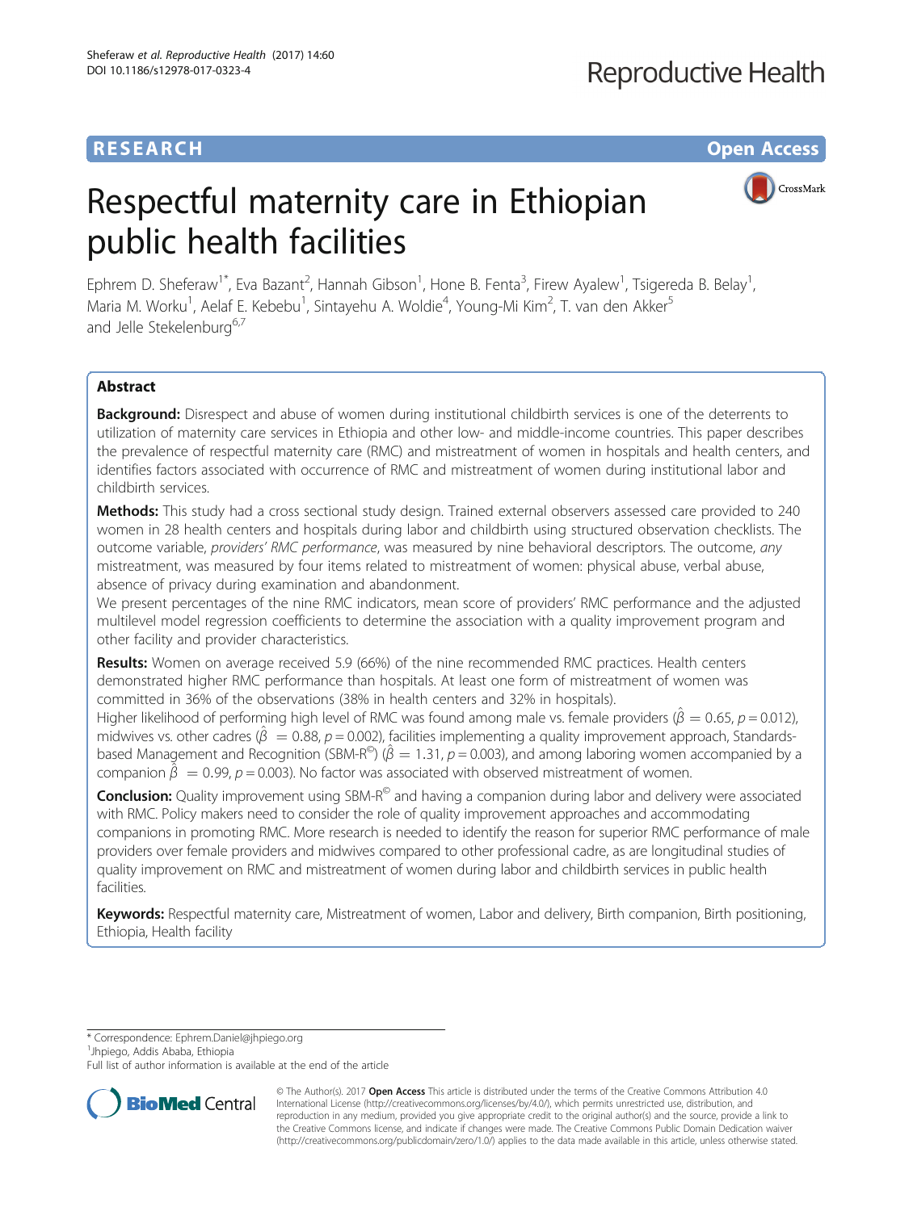**RESEARCH** **Open Access**

# Respectful maternity care in Ethiopian public health facilities

Ephrem D. Sheferaw[1*], Eva Bazant[2], Hannah Gibson[1], Hone B. Fenta[3], Firew Ayalew[1], Tsigereda B. Belay[1], Maria M. Worku[1], Aelaf E. Kebebu[1], Sintayehu A. Woldie[4], Young-Mi Kim[2], T. van den Akker[5] and Jelle Stekelenburg[6,7]

## Abstract

**Background:** Disrespect and abuse of women during institutional childbirth services is one of the deterrents to utilization of maternity care services in Ethiopia and other low- and middle-income countries. This paper describes the prevalence of respectful maternity care (RMC) and mistreatment of women in hospitals and health centers, and identifies factors associated with occurrence of RMC and mistreatment of women during institutional labor and childbirth services.

**Methods:** This study had a cross sectional study design. Trained external observers assessed care provided to 240 women in 28 health centers and hospitals during labor and childbirth using structured observation checklists. The outcome variable, *providers' RMC performance*, was measured by nine behavioral descriptors. The outcome, *any* mistreatment, was measured by four items related to mistreatment of women: physical abuse, verbal abuse, absence of privacy during examination and abandonment.

We present percentages of the nine RMC indicators, mean score of providers' RMC performance and the adjusted multilevel model regression coefficients to determine the association with a quality improvement program and other facility and provider characteristics.

**Results:** Women on average received 5.9 (66%) of the nine recommended RMC practices. Health centers demonstrated higher RMC performance than hospitals. At least one form of mistreatment of women was committed in 36% of the observations (38% in health centers and 32% in hospitals).

Higher likelihood of performing high level of RMC was found among male vs. female providers ($\hat{\beta} = 0.65$, $p = 0.012$), midwives vs. other cadres ($\hat{\beta} = 0.88$, $p = 0.002$), facilities implementing a quality improvement approach, Standards-based Management and Recognition (SBM-R©) ($\hat{\beta} = 1.31$, $p = 0.003$), and among laboring women accompanied by a companion $\hat{\beta} = 0.99$, $p = 0.003$). No factor was associated with observed mistreatment of women.

**Conclusion:** Quality improvement using SBM-R© and having a companion during labor and delivery were associated with RMC. Policy makers need to consider the role of quality improvement approaches and accommodating companions in promoting RMC. More research is needed to identify the reason for superior RMC performance of male providers over female providers and midwives compared to other professional cadre, as are longitudinal studies of quality improvement on RMC and mistreatment of women during labor and childbirth services in public health facilities.

**Keywords:** Respectful maternity care, Mistreatment of women, Labor and delivery, Birth companion, Birth positioning, Ethiopia, Health facility

---

\* Correspondence: Ephrem.Daniel@jhpiego.org

[1]Jhpiego, Addis Ababa, Ethiopia

Full list of author information is available at the end of the article

© The Author(s). 2017 **Open Access** This article is distributed under the terms of the Creative Commons Attribution 4.0 International License (http://creativecommons.org/licenses/by/4.0/), which permits unrestricted use, distribution, and reproduction in any medium, provided you give appropriate credit to the original author(s) and the source, provide a link to the Creative Commons license, and indicate if changes were made. The Creative Commons Public Domain Dedication waiver (http://creativecommons.org/publicdomain/zero/1.0/) applies to the data made available in this article, unless otherwise stated.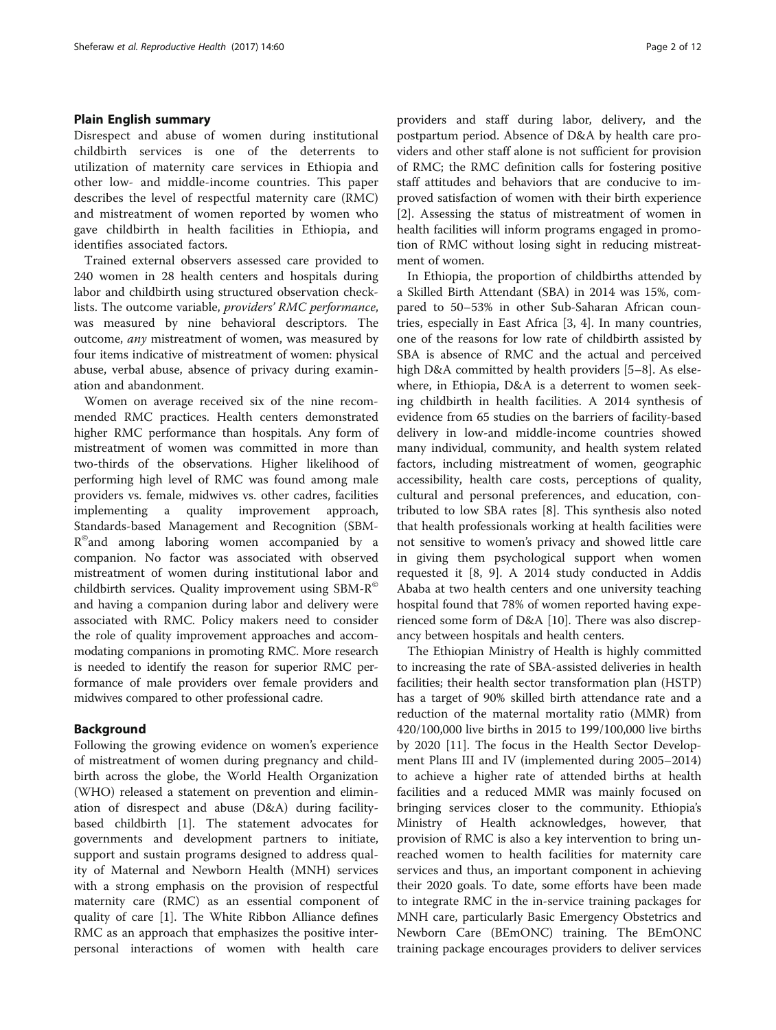## Plain English summary

Disrespect and abuse of women during institutional childbirth services is one of the deterrents to utilization of maternity care services in Ethiopia and other low- and middle-income countries. This paper describes the level of respectful maternity care (RMC) and mistreatment of women reported by women who gave childbirth in health facilities in Ethiopia, and identifies associated factors.

Trained external observers assessed care provided to 240 women in 28 health centers and hospitals during labor and childbirth using structured observation checklists. The outcome variable, *providers' RMC performance*, was measured by nine behavioral descriptors. The outcome, *any* mistreatment of women, was measured by four items indicative of mistreatment of women: physical abuse, verbal abuse, absence of privacy during examination and abandonment.

Women on average received six of the nine recommended RMC practices. Health centers demonstrated higher RMC performance than hospitals. Any form of mistreatment of women was committed in more than two-thirds of the observations. Higher likelihood of performing high level of RMC was found among male providers vs. female, midwives vs. other cadres, facilities implementing a quality improvement approach, Standards-based Management and Recognition (SBM-R© and among laboring women accompanied by a companion. No factor was associated with observed mistreatment of women during institutional labor and childbirth services. Quality improvement using SBM-R© and having a companion during labor and delivery were associated with RMC. Policy makers need to consider the role of quality improvement approaches and accommodating companions in promoting RMC. More research is needed to identify the reason for superior RMC performance of male providers over female providers and midwives compared to other professional cadre.

## Background

Following the growing evidence on women's experience of mistreatment of women during pregnancy and childbirth across the globe, the World Health Organization (WHO) released a statement on prevention and elimination of disrespect and abuse (D&A) during facility-based childbirth [1]. The statement advocates for governments and development partners to initiate, support and sustain programs designed to address quality of Maternal and Newborn Health (MNH) services with a strong emphasis on the provision of respectful maternity care (RMC) as an essential component of quality of care [1]. The White Ribbon Alliance defines RMC as an approach that emphasizes the positive interpersonal interactions of women with health care providers and staff during labor, delivery, and the postpartum period. Absence of D&A by health care providers and other staff alone is not sufficient for provision of RMC; the RMC definition calls for fostering positive staff attitudes and behaviors that are conducive to improved satisfaction of women with their birth experience [2]. Assessing the status of mistreatment of women in health facilities will inform programs engaged in promotion of RMC without losing sight in reducing mistreatment of women.

In Ethiopia, the proportion of childbirths attended by a Skilled Birth Attendant (SBA) in 2014 was 15%, compared to 50–53% in other Sub-Saharan African countries, especially in East Africa [3, 4]. In many countries, one of the reasons for low rate of childbirth assisted by SBA is absence of RMC and the actual and perceived high D&A committed by health providers [5–8]. As elsewhere, in Ethiopia, D&A is a deterrent to women seeking childbirth in health facilities. A 2014 synthesis of evidence from 65 studies on the barriers of facility-based delivery in low-and middle-income countries showed many individual, community, and health system related factors, including mistreatment of women, geographic accessibility, health care costs, perceptions of quality, cultural and personal preferences, and education, contributed to low SBA rates [8]. This synthesis also noted that health professionals working at health facilities were not sensitive to women's privacy and showed little care in giving them psychological support when women requested it [8, 9]. A 2014 study conducted in Addis Ababa at two health centers and one university teaching hospital found that 78% of women reported having experienced some form of D&A [10]. There was also discrepancy between hospitals and health centers.

The Ethiopian Ministry of Health is highly committed to increasing the rate of SBA-assisted deliveries in health facilities; their health sector transformation plan (HSTP) has a target of 90% skilled birth attendance rate and a reduction of the maternal mortality ratio (MMR) from 420/100,000 live births in 2015 to 199/100,000 live births by 2020 [11]. The focus in the Health Sector Development Plans III and IV (implemented during 2005–2014) to achieve a higher rate of attended births at health facilities and a reduced MMR was mainly focused on bringing services closer to the community. Ethiopia's Ministry of Health acknowledges, however, that provision of RMC is also a key intervention to bring unreached women to health facilities for maternity care services and thus, an important component in achieving their 2020 goals. To date, some efforts have been made to integrate RMC in the in-service training packages for MNH care, particularly Basic Emergency Obstetrics and Newborn Care (BEmONC) training. The BEmONC training package encourages providers to deliver services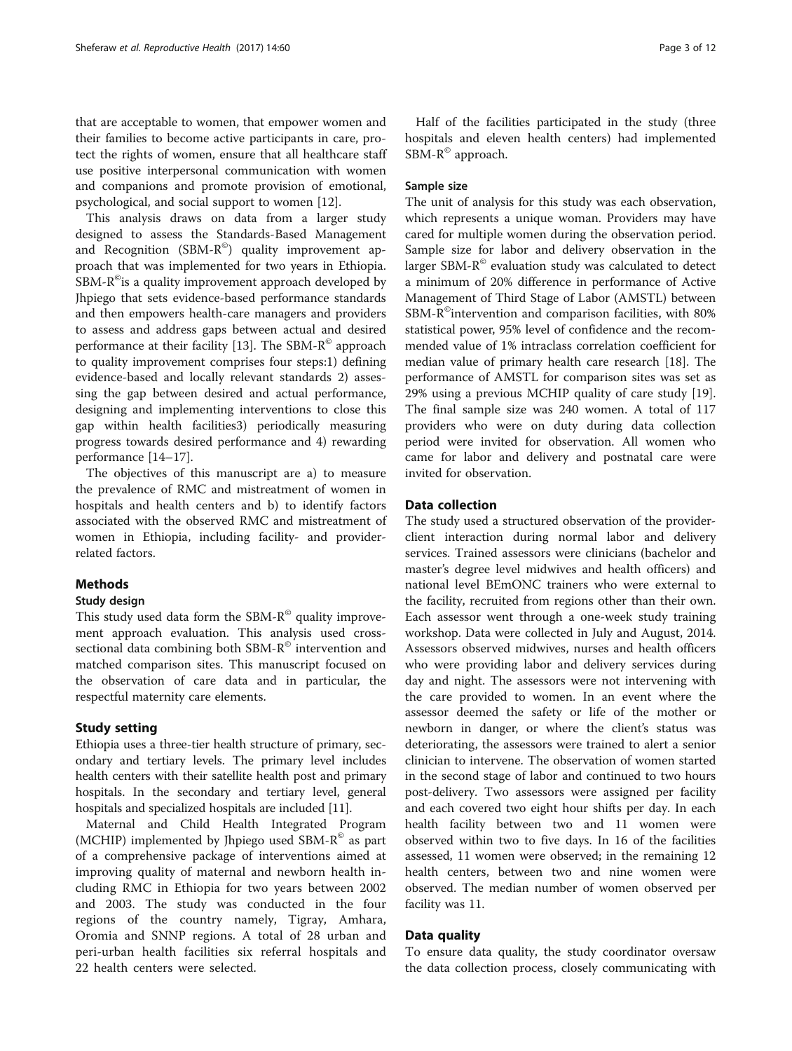that are acceptable to women, that empower women and their families to become active participants in care, protect the rights of women, ensure that all healthcare staff use positive interpersonal communication with women and companions and promote provision of emotional, psychological, and social support to women [12].

This analysis draws on data from a larger study designed to assess the Standards-Based Management and Recognition (SBM-R©) quality improvement approach that was implemented for two years in Ethiopia. SBM-R©is a quality improvement approach developed by Jhpiego that sets evidence-based performance standards and then empowers health-care managers and providers to assess and address gaps between actual and desired performance at their facility [13]. The SBM-R© approach to quality improvement comprises four steps:1) defining evidence-based and locally relevant standards 2) assessing the gap between desired and actual performance, designing and implementing interventions to close this gap within health facilities3) periodically measuring progress towards desired performance and 4) rewarding performance [14–17].

The objectives of this manuscript are a) to measure the prevalence of RMC and mistreatment of women in hospitals and health centers and b) to identify factors associated with the observed RMC and mistreatment of women in Ethiopia, including facility- and provider-related factors.

## Methods

### Study design

This study used data form the SBM-R© quality improvement approach evaluation. This analysis used cross-sectional data combining both SBM-R© intervention and matched comparison sites. This manuscript focused on the observation of care data and in particular, the respectful maternity care elements.

### Study setting

Ethiopia uses a three-tier health structure of primary, secondary and tertiary levels. The primary level includes health centers with their satellite health post and primary hospitals. In the secondary and tertiary level, general hospitals and specialized hospitals are included [11].

Maternal and Child Health Integrated Program (MCHIP) implemented by Jhpiego used SBM-R© as part of a comprehensive package of interventions aimed at improving quality of maternal and newborn health including RMC in Ethiopia for two years between 2002 and 2003. The study was conducted in the four regions of the country namely, Tigray, Amhara, Oromia and SNNP regions. A total of 28 urban and peri-urban health facilities six referral hospitals and 22 health centers were selected.

Half of the facilities participated in the study (three hospitals and eleven health centers) had implemented SBM-R© approach.

### Sample size

The unit of analysis for this study was each observation, which represents a unique woman. Providers may have cared for multiple women during the observation period. Sample size for labor and delivery observation in the larger SBM-R© evaluation study was calculated to detect a minimum of 20% difference in performance of Active Management of Third Stage of Labor (AMSTL) between SBM-R©intervention and comparison facilities, with 80% statistical power, 95% level of confidence and the recommended value of 1% intraclass correlation coefficient for median value of primary health care research [18]. The performance of AMSTL for comparison sites was set as 29% using a previous MCHIP quality of care study [19]. The final sample size was 240 women. A total of 117 providers who were on duty during data collection period were invited for observation. All women who came for labor and delivery and postnatal care were invited for observation.

### Data collection

The study used a structured observation of the provider-client interaction during normal labor and delivery services. Trained assessors were clinicians (bachelor and master's degree level midwives and health officers) and national level BEmONC trainers who were external to the facility, recruited from regions other than their own. Each assessor went through a one-week study training workshop. Data were collected in July and August, 2014. Assessors observed midwives, nurses and health officers who were providing labor and delivery services during day and night. The assessors were not intervening with the care provided to women. In an event where the assessor deemed the safety or life of the mother or newborn in danger, or where the client's status was deteriorating, the assessors were trained to alert a senior clinician to intervene. The observation of women started in the second stage of labor and continued to two hours post-delivery. Two assessors were assigned per facility and each covered two eight hour shifts per day. In each health facility between two and 11 women were observed within two to five days. In 16 of the facilities assessed, 11 women were observed; in the remaining 12 health centers, between two and nine women were observed. The median number of women observed per facility was 11.

### Data quality

To ensure data quality, the study coordinator oversaw the data collection process, closely communicating with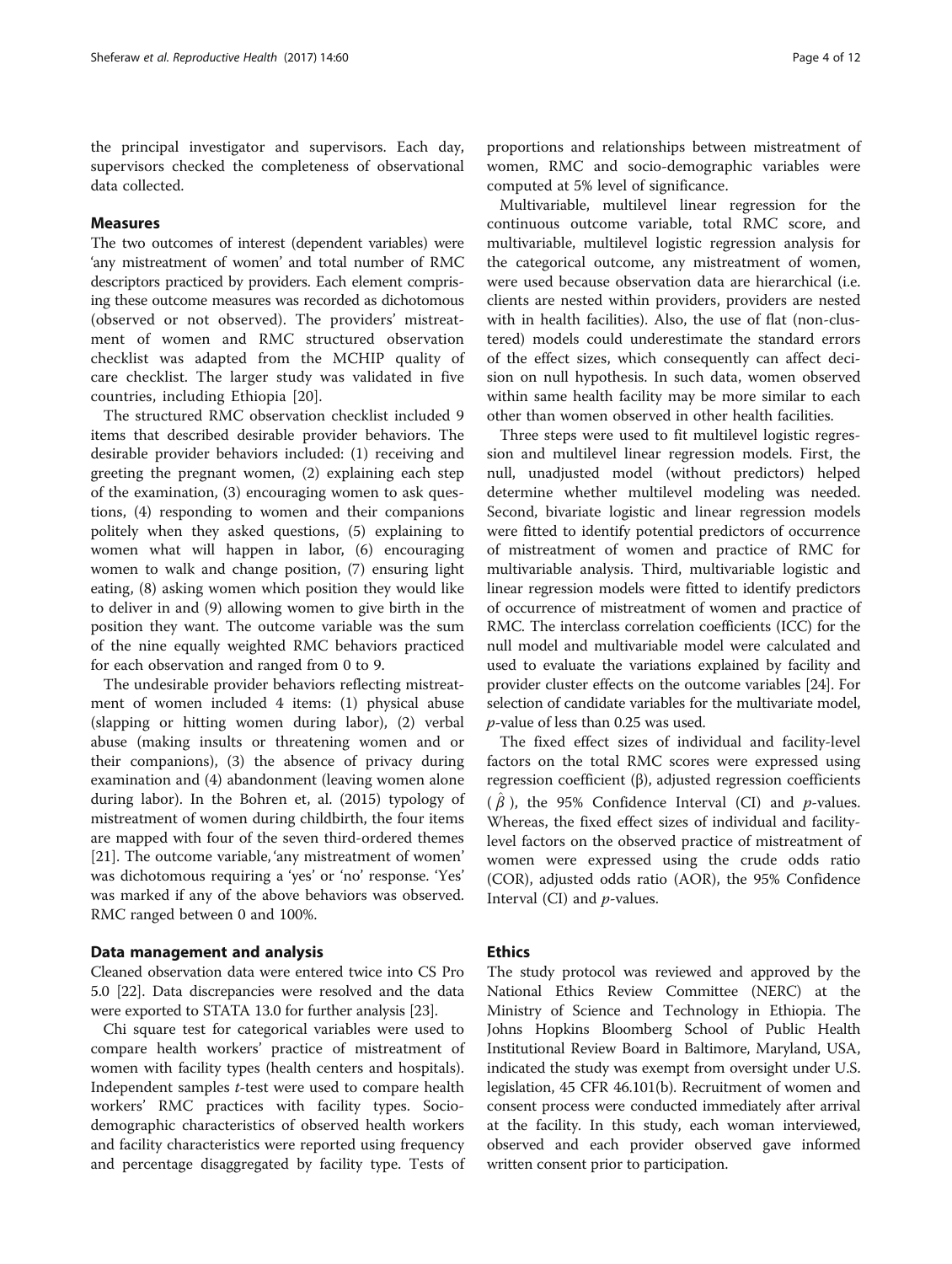the principal investigator and supervisors. Each day, supervisors checked the completeness of observational data collected.

## Measures

The two outcomes of interest (dependent variables) were 'any mistreatment of women' and total number of RMC descriptors practiced by providers. Each element comprising these outcome measures was recorded as dichotomous (observed or not observed). The providers' mistreatment of women and RMC structured observation checklist was adapted from the MCHIP quality of care checklist. The larger study was validated in five countries, including Ethiopia [20].

The structured RMC observation checklist included 9 items that described desirable provider behaviors. The desirable provider behaviors included: (1) receiving and greeting the pregnant women, (2) explaining each step of the examination, (3) encouraging women to ask questions, (4) responding to women and their companions politely when they asked questions, (5) explaining to women what will happen in labor, (6) encouraging women to walk and change position, (7) ensuring light eating, (8) asking women which position they would like to deliver in and (9) allowing women to give birth in the position they want. The outcome variable was the sum of the nine equally weighted RMC behaviors practiced for each observation and ranged from 0 to 9.

The undesirable provider behaviors reflecting mistreatment of women included 4 items: (1) physical abuse (slapping or hitting women during labor), (2) verbal abuse (making insults or threatening women and or their companions), (3) the absence of privacy during examination and (4) abandonment (leaving women alone during labor). In the Bohren et, al. (2015) typology of mistreatment of women during childbirth, the four items are mapped with four of the seven third-ordered themes [21]. The outcome variable, 'any mistreatment of women' was dichotomous requiring a 'yes' or 'no' response. 'Yes' was marked if any of the above behaviors was observed. RMC ranged between 0 and 100%.

## Data management and analysis

Cleaned observation data were entered twice into CS Pro 5.0 [22]. Data discrepancies were resolved and the data were exported to STATA 13.0 for further analysis [23].

Chi square test for categorical variables were used to compare health workers' practice of mistreatment of women with facility types (health centers and hospitals). Independent samples *t*-test were used to compare health workers' RMC practices with facility types. Sociodemographic characteristics of observed health workers and facility characteristics were reported using frequency and percentage disaggregated by facility type. Tests of proportions and relationships between mistreatment of women, RMC and socio-demographic variables were computed at 5% level of significance.

Multivariable, multilevel linear regression for the continuous outcome variable, total RMC score, and multivariable, multilevel logistic regression analysis for the categorical outcome, any mistreatment of women, were used because observation data are hierarchical (i.e. clients are nested within providers, providers are nested with in health facilities). Also, the use of flat (non-clustered) models could underestimate the standard errors of the effect sizes, which consequently can affect decision on null hypothesis. In such data, women observed within same health facility may be more similar to each other than women observed in other health facilities.

Three steps were used to fit multilevel logistic regression and multilevel linear regression models. First, the null, unadjusted model (without predictors) helped determine whether multilevel modeling was needed. Second, bivariate logistic and linear regression models were fitted to identify potential predictors of occurrence of mistreatment of women and practice of RMC for multivariable analysis. Third, multivariable logistic and linear regression models were fitted to identify predictors of occurrence of mistreatment of women and practice of RMC. The interclass correlation coefficients (ICC) for the null model and multivariable model were calculated and used to evaluate the variations explained by facility and provider cluster effects on the outcome variables [24]. For selection of candidate variables for the multivariate model, *p*-value of less than 0.25 was used.

The fixed effect sizes of individual and facility-level factors on the total RMC scores were expressed using regression coefficient (β), adjusted regression coefficients ($\hat{\beta}$), the 95% Confidence Interval (CI) and *p*-values. Whereas, the fixed effect sizes of individual and facility-level factors on the observed practice of mistreatment of women were expressed using the crude odds ratio (COR), adjusted odds ratio (AOR), the 95% Confidence Interval (CI) and *p*-values.

## Ethics

The study protocol was reviewed and approved by the National Ethics Review Committee (NERC) at the Ministry of Science and Technology in Ethiopia. The Johns Hopkins Bloomberg School of Public Health Institutional Review Board in Baltimore, Maryland, USA, indicated the study was exempt from oversight under U.S. legislation, 45 CFR 46.101(b). Recruitment of women and consent process were conducted immediately after arrival at the facility. In this study, each woman interviewed, observed and each provider observed gave informed written consent prior to participation.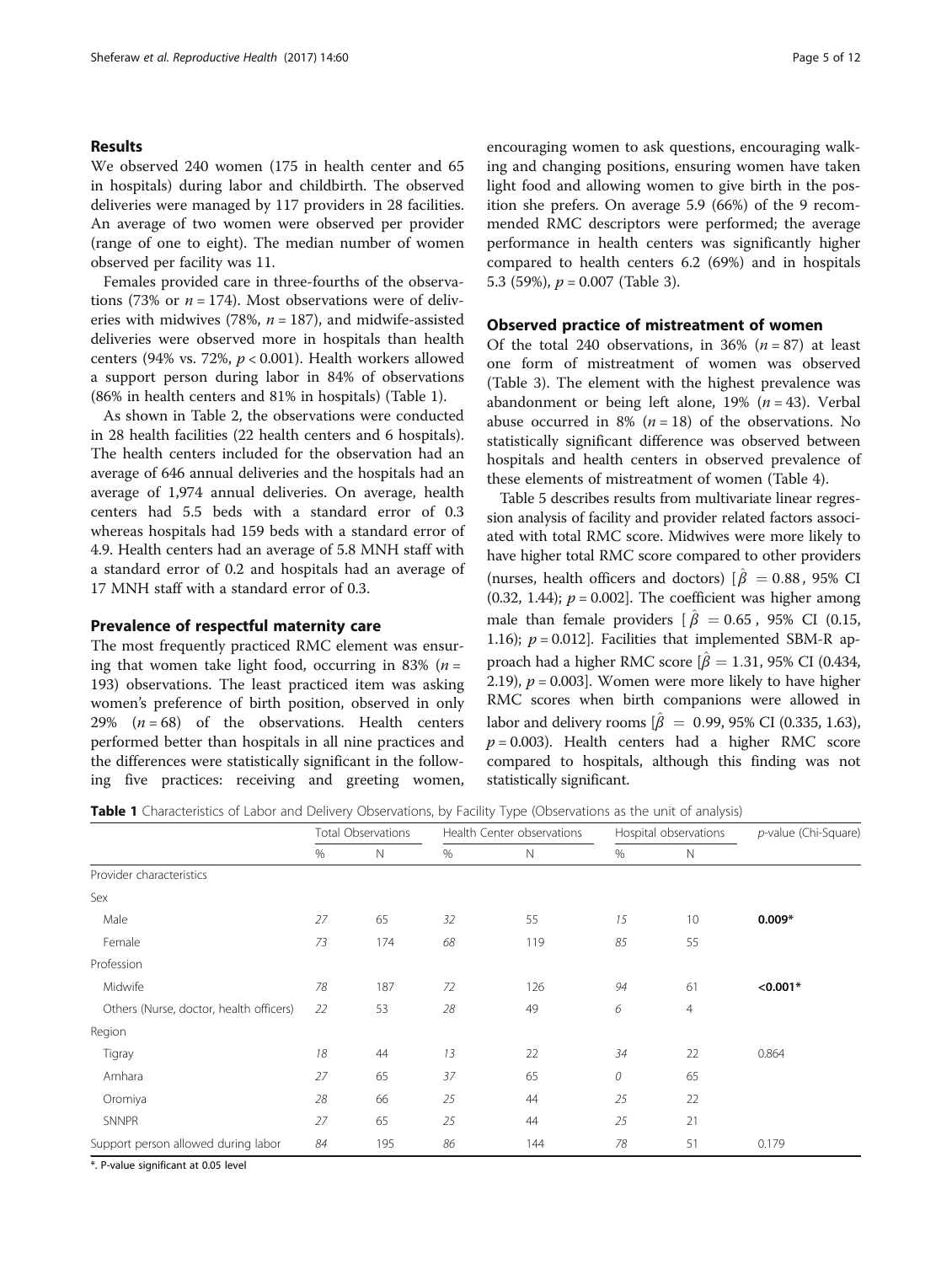## Results

We observed 240 women (175 in health center and 65 in hospitals) during labor and childbirth. The observed deliveries were managed by 117 providers in 28 facilities. An average of two women were observed per provider (range of one to eight). The median number of women observed per facility was 11.

Females provided care in three-fourths of the observations (73% or $n = 174$). Most observations were of deliveries with midwives (78%, $n = 187$), and midwife-assisted deliveries were observed more in hospitals than health centers (94% vs. 72%, $p < 0.001$). Health workers allowed a support person during labor in 84% of observations (86% in health centers and 81% in hospitals) (Table 1).

As shown in Table 2, the observations were conducted in 28 health facilities (22 health centers and 6 hospitals). The health centers included for the observation had an average of 646 annual deliveries and the hospitals had an average of 1,974 annual deliveries. On average, health centers had 5.5 beds with a standard error of 0.3 whereas hospitals had 159 beds with a standard error of 4.9. Health centers had an average of 5.8 MNH staff with a standard error of 0.2 and hospitals had an average of 17 MNH staff with a standard error of 0.3.

### Prevalence of respectful maternity care

The most frequently practiced RMC element was ensuring that women take light food, occurring in 83% ($n = 193$) observations. The least practiced item was asking women's preference of birth position, observed in only 29% ($n = 68$) of the observations. Health centers performed better than hospitals in all nine practices and the differences were statistically significant in the following five practices: receiving and greeting women, encouraging women to ask questions, encouraging walking and changing positions, ensuring women have taken light food and allowing women to give birth in the position she prefers. On average 5.9 (66%) of the 9 recommended RMC descriptors were performed; the average performance in health centers was significantly higher compared to health centers 6.2 (69%) and in hospitals 5.3 (59%), $p = 0.007$ (Table 3).

### Observed practice of mistreatment of women

Of the total 240 observations, in 36% ($n = 87$) at least one form of mistreatment of women was observed (Table 3). The element with the highest prevalence was abandonment or being left alone, 19% ($n = 43$). Verbal abuse occurred in 8% ($n = 18$) of the observations. No statistically significant difference was observed between hospitals and health centers in observed prevalence of these elements of mistreatment of women (Table 4).

Table 5 describes results from multivariate linear regression analysis of facility and provider related factors associated with total RMC score. Midwives were more likely to have higher total RMC score compared to other providers (nurses, health officers and doctors) [$\hat{\beta} = 0.88$, 95% CI (0.32, 1.44); $p = 0.002$]. The coefficient was higher among male than female providers [$\hat{\beta} = 0.65$, 95% CI (0.15, 1.16); $p = 0.012$]. Facilities that implemented SBM-R approach had a higher RMC score [$\hat{\beta} = 1.31$, 95% CI (0.434, 2.19), $p = 0.003$]. Women were more likely to have higher RMC scores when birth companions were allowed in labor and delivery rooms [$\hat{\beta} = 0.99$, 95% CI (0.335, 1.63), $p = 0.003$). Health centers had a higher RMC score compared to hospitals, although this finding was not statistically significant.

**Table 1** Characteristics of Labor and Delivery Observations, by Facility Type (Observations as the unit of analysis)

| | Total Observations | | Health Center observations | | Hospital observations | | *p*-value (Chi-Square) |
|---|---|---|---|---|---|---|---|
| | % | N | % | N | % | N | |
| Provider characteristics | | | | | | | |
| Sex | | | | | | | |
| Male | *27* | 65 | *32* | 55 | *15* | 10 | **0.009*** |
| Female | *73* | 174 | *68* | 119 | *85* | 55 | |
| Profession | | | | | | | |
| Midwife | *78* | 187 | *72* | 126 | *94* | 61 | **<0.001*** |
| Others (Nurse, doctor, health officers) | *22* | 53 | *28* | 49 | *6* | 4 | |
| Region | | | | | | | |
| Tigray | *18* | 44 | *13* | 22 | *34* | 22 | 0.864 |
| Amhara | *27* | 65 | *37* | 65 | *0* | 65 | |
| Oromiya | *28* | 66 | *25* | 44 | *25* | 22 | |
| SNNPR | *27* | 65 | *25* | 44 | *25* | 21 | |
| Support person allowed during labor | *84* | 195 | *86* | 144 | *78* | 51 | 0.179 |

*. P-value significant at 0.05 level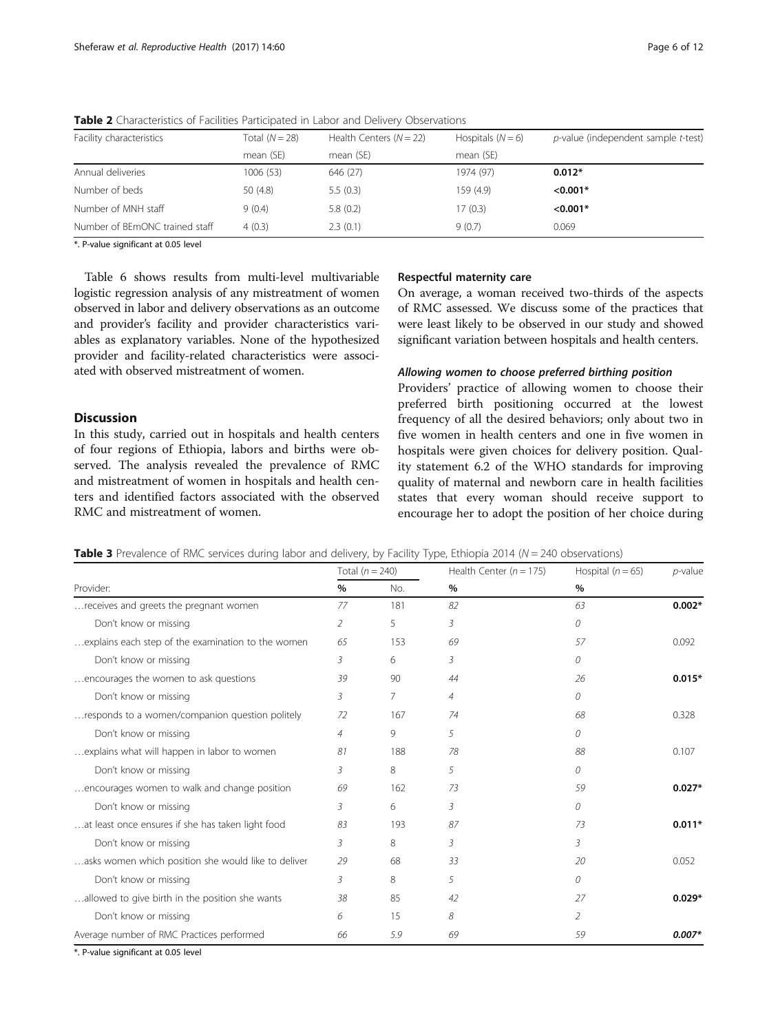**Table 2** Characteristics of Facilities Participated in Labor and Delivery Observations

| Facility characteristics | Total ($N = 28$) | Health Centers ($N = 22$) | Hospitals ($N = 6$) | *p*-value (independent sample *t*-test) |
|---|---|---|---|---|
| | mean (SE) | mean (SE) | mean (SE) | |
| Annual deliveries | 1006 (53) | 646 (27) | 1974 (97) | **0.012*** |
| Number of beds | 50 (4.8) | 5.5 (0.3) | 159 (4.9) | **<0.001*** |
| Number of MNH staff | 9 (0.4) | 5.8 (0.2) | 17 (0.3) | **<0.001*** |
| Number of BEmONC trained staff | 4 (0.3) | 2.3 (0.1) | 9 (0.7) | 0.069 |

*. P-value significant at 0.05 level

Table 6 shows results from multi-level multivariable logistic regression analysis of any mistreatment of women observed in labor and delivery observations as an outcome and provider's facility and provider characteristics variables as explanatory variables. None of the hypothesized provider and facility-related characteristics were associated with observed mistreatment of women.

## Discussion

In this study, carried out in hospitals and health centers of four regions of Ethiopia, labors and births were observed. The analysis revealed the prevalence of RMC and mistreatment of women in hospitals and health centers and identified factors associated with the observed RMC and mistreatment of women.

### Respectful maternity care

On average, a woman received two-thirds of the aspects of RMC assessed. We discuss some of the practices that were least likely to be observed in our study and showed significant variation between hospitals and health centers.

#### *Allowing women to choose preferred birthing position*

Providers' practice of allowing women to choose their preferred birth positioning occurred at the lowest frequency of all the desired behaviors; only about two in five women in health centers and one in five women in hospitals were given choices for delivery position. Quality statement 6.2 of the WHO standards for improving quality of maternal and newborn care in health facilities states that every woman should receive support to encourage her to adopt the position of her choice during

**Table 3** Prevalence of RMC services during labor and delivery, by Facility Type, Ethiopia 2014 ($N = 240$ observations)

| | Total ($n = 240$) | | Health Center ($n = 175$) | Hospital ($n = 65$) | *p*-value |
|---|---|---|---|---|---|
| Provider: | % | No. | % | % | |
| …receives and greets the pregnant women | 77 | 181 | 82 | 63 | **0.002*** |
| Don't know or missing | 2 | 5 | 3 | 0 | |
| …explains each step of the examination to the women | 65 | 153 | 69 | 57 | 0.092 |
| Don't know or missing | 3 | 6 | 3 | 0 | |
| …encourages the women to ask questions | 39 | 90 | 44 | 26 | **0.015*** |
| Don't know or missing | 3 | 7 | 4 | 0 | |
| …responds to a women/companion question politely | 72 | 167 | 74 | 68 | 0.328 |
| Don't know or missing | 4 | 9 | 5 | 0 | |
| …explains what will happen in labor to women | 81 | 188 | 78 | 88 | 0.107 |
| Don't know or missing | 3 | 8 | 5 | 0 | |
| …encourages women to walk and change position | 69 | 162 | 73 | 59 | **0.027*** |
| Don't know or missing | 3 | 6 | 3 | 0 | |
| …at least once ensures if she has taken light food | 83 | 193 | 87 | 73 | **0.011*** |
| Don't know or missing | 3 | 8 | 3 | 3 | |
| …asks women which position she would like to deliver | 29 | 68 | 33 | 20 | 0.052 |
| Don't know or missing | 3 | 8 | 5 | 0 | |
| …allowed to give birth in the position she wants | 38 | 85 | 42 | 27 | **0.029*** |
| Don't know or missing | 6 | 15 | 8 | 2 | |
| Average number of RMC Practices performed | 66 | 5.9 | 69 | 59 | ***0.007**** |

*. P-value significant at 0.05 level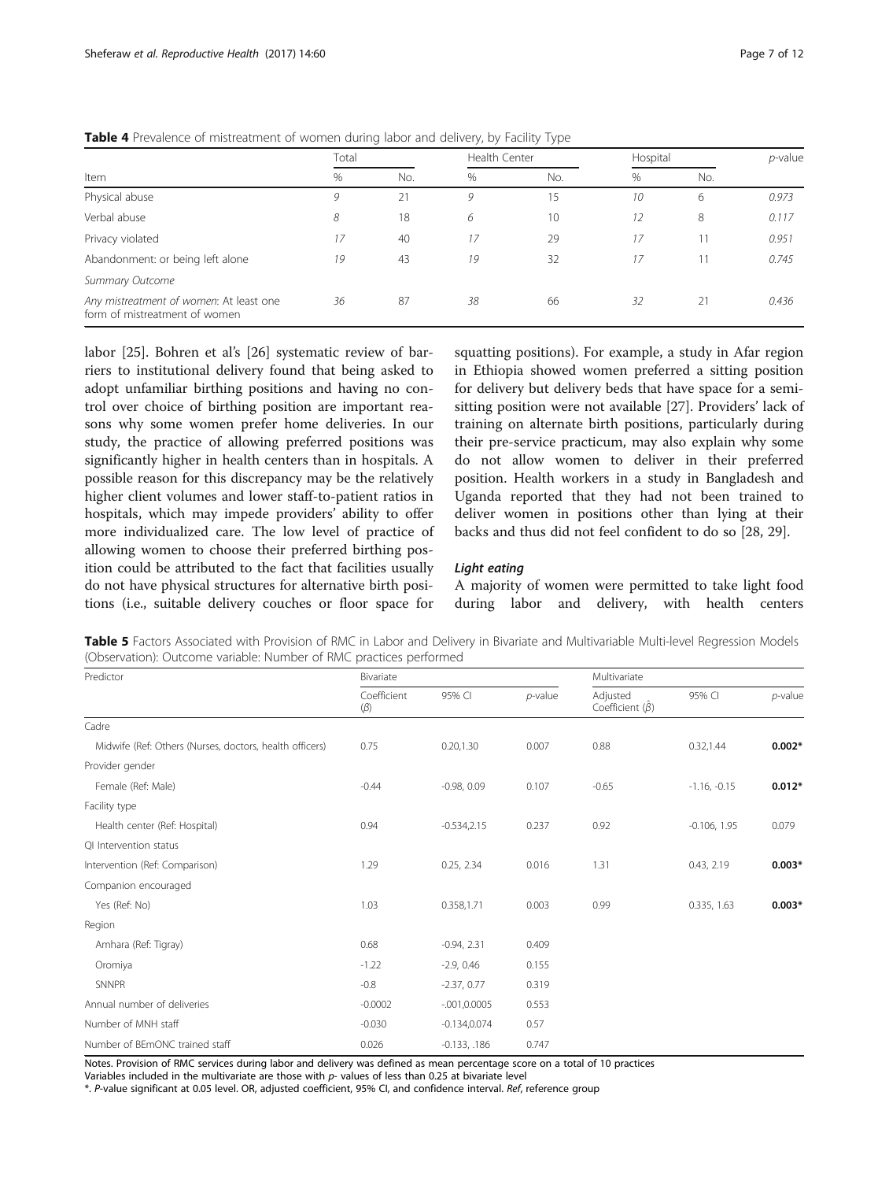**Table 4** Prevalence of mistreatment of women during labor and delivery, by Facility Type

| Item | Total | | Health Center | | Hospital | | *p*-value |
|---|---|---|---|---|---|---|---|
| | % | No. | % | No. | % | No. | |
| Physical abuse | 9 | 21 | 9 | 15 | 10 | 6 | 0.973 |
| Verbal abuse | 8 | 18 | 6 | 10 | 12 | 8 | 0.117 |
| Privacy violated | 17 | 40 | 17 | 29 | 17 | 11 | 0.951 |
| Abandonment: or being left alone | 19 | 43 | 19 | 32 | 17 | 11 | 0.745 |
| *Summary Outcome* | | | | | | | |
| *Any mistreatment of women*: At least one form of mistreatment of women | 36 | 87 | 38 | 66 | 32 | 21 | 0.436 |

labor [25]. Bohren et al's [26] systematic review of barriers to institutional delivery found that being asked to adopt unfamiliar birthing positions and having no control over choice of birthing position are important reasons why some women prefer home deliveries. In our study, the practice of allowing preferred positions was significantly higher in health centers than in hospitals. A possible reason for this discrepancy may be the relatively higher client volumes and lower staff-to-patient ratios in hospitals, which may impede providers' ability to offer more individualized care. The low level of practice of allowing women to choose their preferred birthing position could be attributed to the fact that facilities usually do not have physical structures for alternative birth positions (i.e., suitable delivery couches or floor space for squatting positions). For example, a study in Afar region in Ethiopia showed women preferred a sitting position for delivery but delivery beds that have space for a semi-sitting position were not available [27]. Providers' lack of training on alternate birth positions, particularly during their pre-service practicum, may also explain why some do not allow women to deliver in their preferred position. Health workers in a study in Bangladesh and Uganda reported that they had not been trained to deliver women in positions other than lying at their backs and thus did not feel confident to do so [28, 29].

#### Light eating

A majority of women were permitted to take light food during labor and delivery, with health centers

**Table 5** Factors Associated with Provision of RMC in Labor and Delivery in Bivariate and Multivariable Multi-level Regression Models (Observation): Outcome variable: Number of RMC practices performed

| Predictor | Bivariate | | | Multivariate | | |
|---|---|---|---|---|---|---|
| | Coefficient ($\beta$) | 95% CI | *p*-value | Adjusted Coefficient ($\hat{\beta}$) | 95% CI | *p*-value |
| Cadre | | | | | | |
| Midwife (Ref: Others (Nurses, doctors, health officers) | 0.75 | 0.20,1.30 | 0.007 | 0.88 | 0.32,1.44 | **0.002*** |
| Provider gender | | | | | | |
| Female (Ref: Male) | -0.44 | -0.98, 0.09 | 0.107 | -0.65 | -1.16, -0.15 | **0.012*** |
| Facility type | | | | | | |
| Health center (Ref: Hospital) | 0.94 | -0.534,2.15 | 0.237 | 0.92 | -0.106, 1.95 | 0.079 |
| QI Intervention status | | | | | | |
| Intervention (Ref: Comparison) | 1.29 | 0.25, 2.34 | 0.016 | 1.31 | 0.43, 2.19 | **0.003*** |
| Companion encouraged | | | | | | |
| Yes (Ref: No) | 1.03 | 0.358,1.71 | 0.003 | 0.99 | 0.335, 1.63 | **0.003*** |
| Region | | | | | | |
| Amhara (Ref: Tigray) | 0.68 | -0.94, 2.31 | 0.409 | | | |
| Oromiya | -1.22 | -2.9, 0.46 | 0.155 | | | |
| SNNPR | -0.8 | -2.37, 0.77 | 0.319 | | | |
| Annual number of deliveries | -0.0002 | -.001,0.0005 | 0.553 | | | |
| Number of MNH staff | -0.030 | -0.134,0.074 | 0.57 | | | |
| Number of BEmONC trained staff | 0.026 | -0.133, .186 | 0.747 | | | |

Notes. Provision of RMC services during labor and delivery was defined as mean percentage score on a total of 10 practices
Variables included in the multivariate are those with *p*- values of less than 0.25 at bivariate level
*. *P*-value significant at 0.05 level. OR, adjusted coefficient, 95% CI, and confidence interval. *Ref*, reference group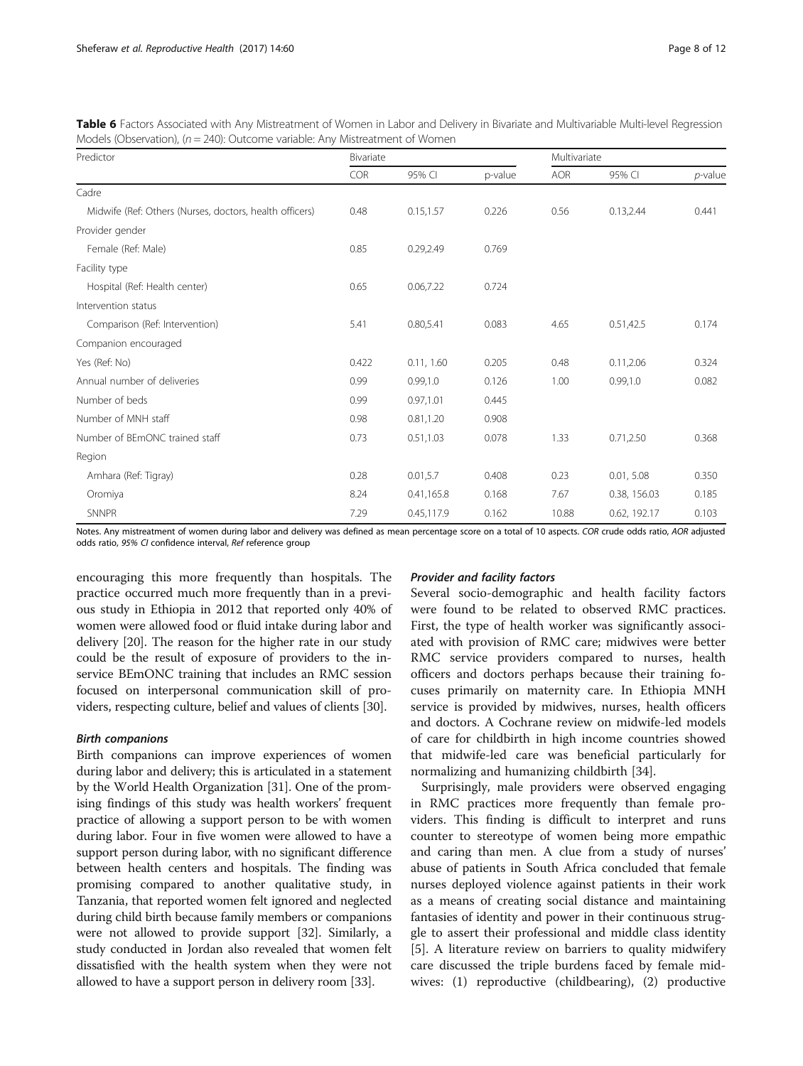**Table 6** Factors Associated with Any Mistreatment of Women in Labor and Delivery in Bivariate and Multivariable Multi-level Regression Models (Observation), ($n = 240$): Outcome variable: Any Mistreatment of Women

| Predictor | Bivariate | | | Multivariate | | |
|---|---|---|---|---|---|---|
| | COR | 95% CI | p-value | AOR | 95% CI | *p*-value |
| Cadre | | | | | | |
| Midwife (Ref: Others (Nurses, doctors, health officers) | 0.48 | 0.15,1.57 | 0.226 | 0.56 | 0.13,2.44 | 0.441 |
| Provider gender | | | | | | |
| Female (Ref: Male) | 0.85 | 0.29,2.49 | 0.769 | | | |
| Facility type | | | | | | |
| Hospital (Ref: Health center) | 0.65 | 0.06,7.22 | 0.724 | | | |
| Intervention status | | | | | | |
| Comparison (Ref: Intervention) | 5.41 | 0.80,5.41 | 0.083 | 4.65 | 0.51,42.5 | 0.174 |
| Companion encouraged | | | | | | |
| Yes (Ref: No) | 0.422 | 0.11, 1.60 | 0.205 | 0.48 | 0.11,2.06 | 0.324 |
| Annual number of deliveries | 0.99 | 0.99,1.0 | 0.126 | 1.00 | 0.99,1.0 | 0.082 |
| Number of beds | 0.99 | 0.97,1.01 | 0.445 | | | |
| Number of MNH staff | 0.98 | 0.81,1.20 | 0.908 | | | |
| Number of BEmONC trained staff | 0.73 | 0.51,1.03 | 0.078 | 1.33 | 0.71,2.50 | 0.368 |
| Region | | | | | | |
| Amhara (Ref: Tigray) | 0.28 | 0.01,5.7 | 0.408 | 0.23 | 0.01, 5.08 | 0.350 |
| Oromiya | 8.24 | 0.41,165.8 | 0.168 | 7.67 | 0.38, 156.03 | 0.185 |
| SNNPR | 7.29 | 0.45,117.9 | 0.162 | 10.88 | 0.62, 192.17 | 0.103 |

Notes. Any mistreatment of women during labor and delivery was defined as mean percentage score on a total of 10 aspects. *COR* crude odds ratio, *AOR* adjusted odds ratio, *95% CI* confidence interval, *Ref* reference group

encouraging this more frequently than hospitals. The practice occurred much more frequently than in a previous study in Ethiopia in 2012 that reported only 40% of women were allowed food or fluid intake during labor and delivery [20]. The reason for the higher rate in our study could be the result of exposure of providers to the in-service BEmONC training that includes an RMC session focused on interpersonal communication skill of providers, respecting culture, belief and values of clients [30].

#### *Birth companions*

Birth companions can improve experiences of women during labor and delivery; this is articulated in a statement by the World Health Organization [31]. One of the promising findings of this study was health workers' frequent practice of allowing a support person to be with women during labor. Four in five women were allowed to have a support person during labor, with no significant difference between health centers and hospitals. The finding was promising compared to another qualitative study, in Tanzania, that reported women felt ignored and neglected during child birth because family members or companions were not allowed to provide support [32]. Similarly, a study conducted in Jordan also revealed that women felt dissatisfied with the health system when they were not allowed to have a support person in delivery room [33].

#### *Provider and facility factors*

Several socio-demographic and health facility factors were found to be related to observed RMC practices. First, the type of health worker was significantly associated with provision of RMC care; midwives were better RMC service providers compared to nurses, health officers and doctors perhaps because their training focuses primarily on maternity care. In Ethiopia MNH service is provided by midwives, nurses, health officers and doctors. A Cochrane review on midwife-led models of care for childbirth in high income countries showed that midwife-led care was beneficial particularly for normalizing and humanizing childbirth [34].

Surprisingly, male providers were observed engaging in RMC practices more frequently than female providers. This finding is difficult to interpret and runs counter to stereotype of women being more empathic and caring than men. A clue from a study of nurses' abuse of patients in South Africa concluded that female nurses deployed violence against patients in their work as a means of creating social distance and maintaining fantasies of identity and power in their continuous struggle to assert their professional and middle class identity [5]. A literature review on barriers to quality midwifery care discussed the triple burdens faced by female midwives: (1) reproductive (childbearing), (2) productive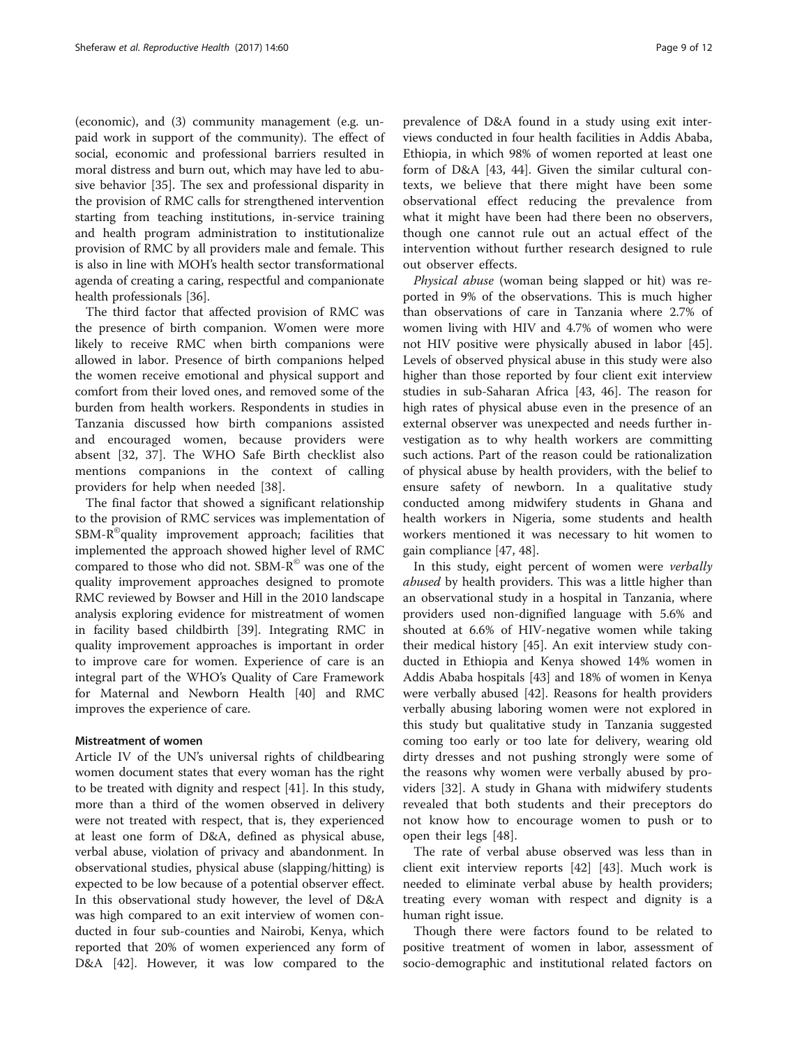(economic), and (3) community management (e.g. unpaid work in support of the community). The effect of social, economic and professional barriers resulted in moral distress and burn out, which may have led to abusive behavior [35]. The sex and professional disparity in the provision of RMC calls for strengthened intervention starting from teaching institutions, in-service training and health program administration to institutionalize provision of RMC by all providers male and female. This is also in line with MOH's health sector transformational agenda of creating a caring, respectful and companionate health professionals [36].

The third factor that affected provision of RMC was the presence of birth companion. Women were more likely to receive RMC when birth companions were allowed in labor. Presence of birth companions helped the women receive emotional and physical support and comfort from their loved ones, and removed some of the burden from health workers. Respondents in studies in Tanzania discussed how birth companions assisted and encouraged women, because providers were absent [32, 37]. The WHO Safe Birth checklist also mentions companions in the context of calling providers for help when needed [38].

The final factor that showed a significant relationship to the provision of RMC services was implementation of SBM-R© quality improvement approach; facilities that implemented the approach showed higher level of RMC compared to those who did not. SBM-R© was one of the quality improvement approaches designed to promote RMC reviewed by Bowser and Hill in the 2010 landscape analysis exploring evidence for mistreatment of women in facility based childbirth [39]. Integrating RMC in quality improvement approaches is important in order to improve care for women. Experience of care is an integral part of the WHO's Quality of Care Framework for Maternal and Newborn Health [40] and RMC improves the experience of care.

### Mistreatment of women

Article IV of the UN's universal rights of childbearing women document states that every woman has the right to be treated with dignity and respect [41]. In this study, more than a third of the women observed in delivery were not treated with respect, that is, they experienced at least one form of D&A, defined as physical abuse, verbal abuse, violation of privacy and abandonment. In observational studies, physical abuse (slapping/hitting) is expected to be low because of a potential observer effect. In this observational study however, the level of D&A was high compared to an exit interview of women conducted in four sub-counties and Nairobi, Kenya, which reported that 20% of women experienced any form of D&A [42]. However, it was low compared to the prevalence of D&A found in a study using exit interviews conducted in four health facilities in Addis Ababa, Ethiopia, in which 98% of women reported at least one form of D&A [43, 44]. Given the similar cultural contexts, we believe that there might have been some observational effect reducing the prevalence from what it might have been had there been no observers, though one cannot rule out an actual effect of the intervention without further research designed to rule out observer effects.

*Physical abuse* (woman being slapped or hit) was reported in 9% of the observations. This is much higher than observations of care in Tanzania where 2.7% of women living with HIV and 4.7% of women who were not HIV positive were physically abused in labor [45]. Levels of observed physical abuse in this study were also higher than those reported by four client exit interview studies in sub-Saharan Africa [43, 46]. The reason for high rates of physical abuse even in the presence of an external observer was unexpected and needs further investigation as to why health workers are committing such actions. Part of the reason could be rationalization of physical abuse by health providers, with the belief to ensure safety of newborn. In a qualitative study conducted among midwifery students in Ghana and health workers in Nigeria, some students and health workers mentioned it was necessary to hit women to gain compliance [47, 48].

In this study, eight percent of women were *verbally abused* by health providers. This was a little higher than an observational study in a hospital in Tanzania, where providers used non-dignified language with 5.6% and shouted at 6.6% of HIV-negative women while taking their medical history [45]. An exit interview study conducted in Ethiopia and Kenya showed 14% women in Addis Ababa hospitals [43] and 18% of women in Kenya were verbally abused [42]. Reasons for health providers verbally abusing laboring women were not explored in this study but qualitative study in Tanzania suggested coming too early or too late for delivery, wearing old dirty dresses and not pushing strongly were some of the reasons why women were verbally abused by providers [32]. A study in Ghana with midwifery students revealed that both students and their preceptors do not know how to encourage women to push or to open their legs [48].

The rate of verbal abuse observed was less than in client exit interview reports [42] [43]. Much work is needed to eliminate verbal abuse by health providers; treating every woman with respect and dignity is a human right issue.

Though there were factors found to be related to positive treatment of women in labor, assessment of socio-demographic and institutional related factors on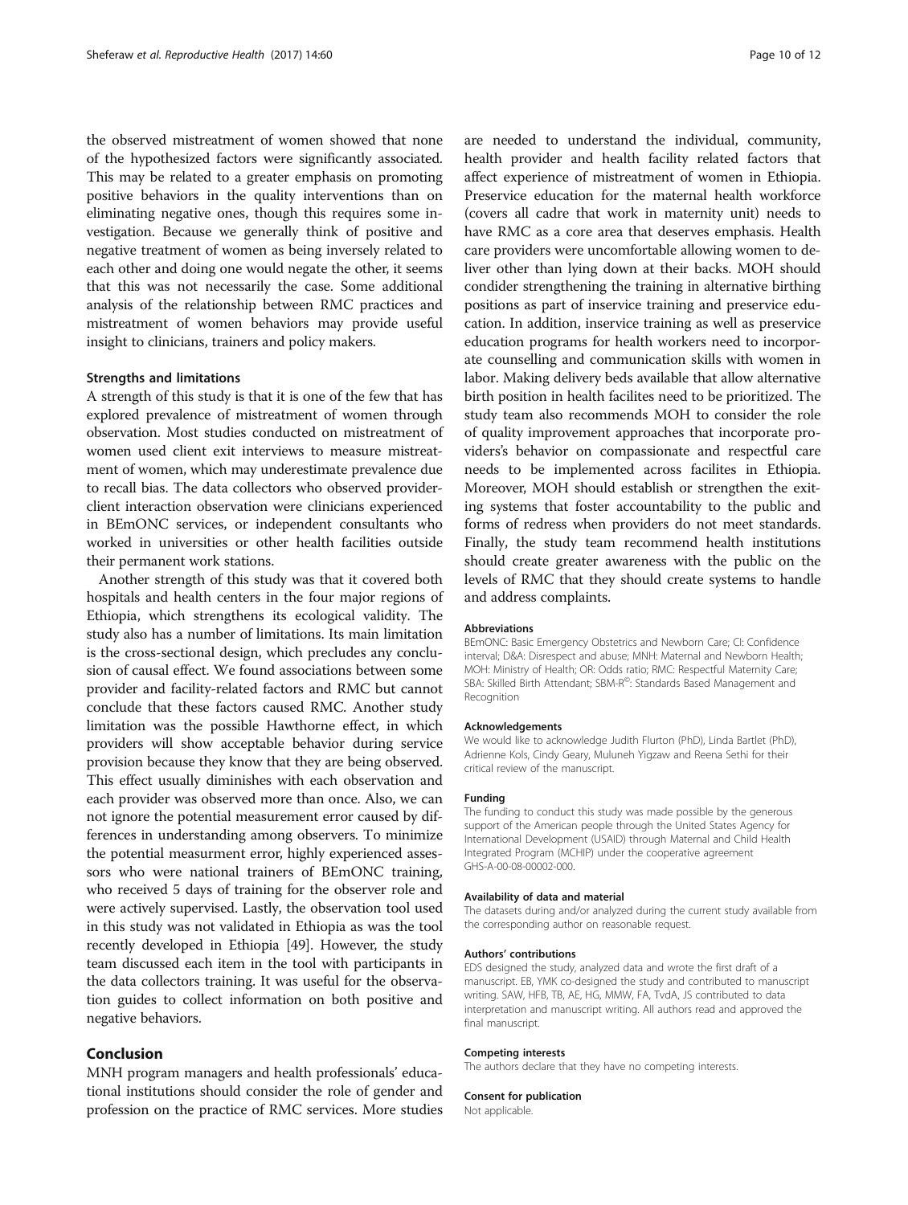the observed mistreatment of women showed that none of the hypothesized factors were significantly associated. This may be related to a greater emphasis on promoting positive behaviors in the quality interventions than on eliminating negative ones, though this requires some investigation. Because we generally think of positive and negative treatment of women as being inversely related to each other and doing one would negate the other, it seems that this was not necessarily the case. Some additional analysis of the relationship between RMC practices and mistreatment of women behaviors may provide useful insight to clinicians, trainers and policy makers.

### Strengths and limitations

A strength of this study is that it is one of the few that has explored prevalence of mistreatment of women through observation. Most studies conducted on mistreatment of women used client exit interviews to measure mistreatment of women, which may underestimate prevalence due to recall bias. The data collectors who observed provider-client interaction observation were clinicians experienced in BEmONC services, or independent consultants who worked in universities or other health facilities outside their permanent work stations.

Another strength of this study was that it covered both hospitals and health centers in the four major regions of Ethiopia, which strengthens its ecological validity. The study also has a number of limitations. Its main limitation is the cross-sectional design, which precludes any conclusion of causal effect. We found associations between some provider and facility-related factors and RMC but cannot conclude that these factors caused RMC. Another study limitation was the possible Hawthorne effect, in which providers will show acceptable behavior during service provision because they know that they are being observed. This effect usually diminishes with each observation and each provider was observed more than once. Also, we can not ignore the potential measurement error caused by differences in understanding among observers. To minimize the potential measurment error, highly experienced assessors who were national trainers of BEmONC training, who received 5 days of training for the observer role and were actively supervised. Lastly, the observation tool used in this study was not validated in Ethiopia as was the tool recently developed in Ethiopia [49]. However, the study team discussed each item in the tool with participants in the data collectors training. It was useful for the observation guides to collect information on both positive and negative behaviors.

## Conclusion

MNH program managers and health professionals' educational institutions should consider the role of gender and profession on the practice of RMC services. More studies are needed to understand the individual, community, health provider and health facility related factors that affect experience of mistreatment of women in Ethiopia. Preservice education for the maternal health workforce (covers all cadre that work in maternity unit) needs to have RMC as a core area that deserves emphasis. Health care providers were uncomfortable allowing women to deliver other than lying down at their backs. MOH should condider strengthening the training in alternative birthing positions as part of inservice training and preservice education. In addition, inservice training as well as preservice education programs for health workers need to incorporate counselling and communication skills with women in labor. Making delivery beds available that allow alternative birth position in health facilites need to be prioritized. The study team also recommends MOH to consider the role of quality improvement approaches that incorporate providers's behavior on compassionate and respectful care needs to be implemented across facilites in Ethiopia. Moreover, MOH should establish or strengthen the exiting systems that foster accountability to the public and forms of redress when providers do not meet standards. Finally, the study team recommend health institutions should create greater awareness with the public on the levels of RMC that they should create systems to handle and address complaints.

#### Abbreviations

BEmONC: Basic Emergency Obstetrics and Newborn Care; CI: Confidence interval; D&A: Disrespect and abuse; MNH: Maternal and Newborn Health; MOH: Ministry of Health; OR: Odds ratio; RMC: Respectful Maternity Care; SBA: Skilled Birth Attendant; SBM-R©: Standards Based Management and Recognition

#### Acknowledgements

We would like to acknowledge Judith Flurton (PhD), Linda Bartlet (PhD), Adrienne Kols, Cindy Geary, Muluneh Yigzaw and Reena Sethi for their critical review of the manuscript.

#### Funding

The funding to conduct this study was made possible by the generous support of the American people through the United States Agency for International Development (USAID) through Maternal and Child Health Integrated Program (MCHIP) under the cooperative agreement GHS-A-00-08-00002-000.

#### Availability of data and material

The datasets during and/or analyzed during the current study available from the corresponding author on reasonable request.

#### Authors' contributions

EDS designed the study, analyzed data and wrote the first draft of a manuscript. EB, YMK co-designed the study and contributed to manuscript writing. SAW, HFB, TB, AE, HG, MMW, FA, TvdA, JS contributed to data interpretation and manuscript writing. All authors read and approved the final manuscript.

#### Competing interests

The authors declare that they have no competing interests.

#### Consent for publication

Not applicable.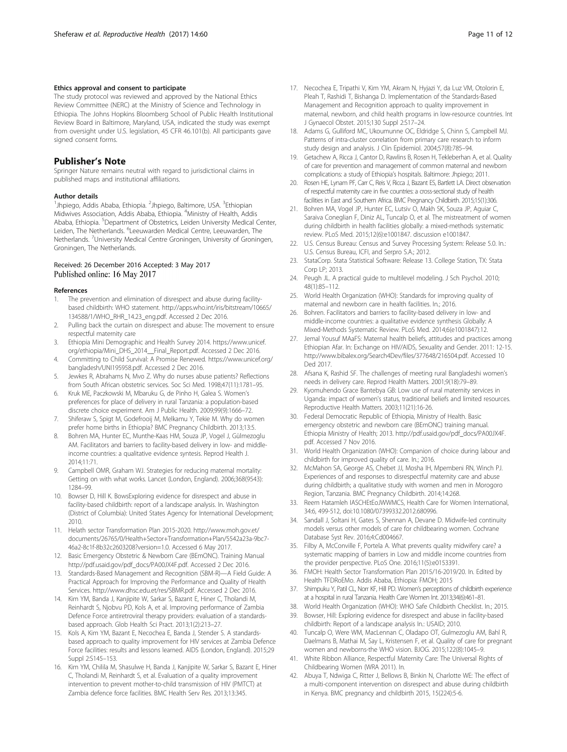#### Ethics approval and consent to participate

The study protocol was reviewed and approved by the National Ethics Review Committee (NERC) at the Ministry of Science and Technology in Ethiopia. The Johns Hopkins Bloomberg School of Public Health Institutional Review Board in Baltimore, Maryland, USA, indicated the study was exempt from oversight under U.S. legislation, 45 CFR 46.101(b). All participants gave signed consent forms.

## Publisher's Note

Springer Nature remains neutral with regard to jurisdictional claims in published maps and institutional affiliations.

#### Author details

[1]Jhpiego, Addis Ababa, Ethiopia. [2]Jhpiego, Baltimore, USA. [3]Ethiopian Midwives Association, Addis Ababa, Ethiopia. [4]Ministry of Health, Addis Ababa, Ethiopia. [5]Department of Obstetrics, Leiden University Medical Center, Leiden, The Netherlands. [6]Leeuwarden Medical Centre, Leeuwarden, The Netherlands. [7]University Medical Centre Groningen, University of Groningen, Groningen, The Netherlands.

Received: 26 December 2016 Accepted: 3 May 2017
Published online: 16 May 2017

#### References

1. The prevention and elimination of disrespect and abuse during facility-based childbirth: WHO statement. http://apps.who.int/iris/bitstream/10665/134588/1/WHO_RHR_14.23_eng.pdf. Accessed 2 Dec 2016.
2. Pulling back the curtain on disrespect and abuse: The movement to ensure respectful maternity care
3. Ethiopia Mini Demographic and Health Survey 2014. https://www.unicef.org/ethiopia/Mini_DHS_2014__Final_Report.pdf. Accessed 2 Dec 2016.
4. Committing to Child Survival: A Promise Renewed. https://www.unicef.org/bangladesh/UNI195958.pdf. Accessed 2 Dec 2016.
5. Jewkes R, Abrahams N, Mvo Z. Why do nurses abuse patients? Reflections from South African obstetric services. Soc Sci Med. 1998;47(11):1781–95.
6. Kruk ME, Paczkowski M, Mbaruku G, de Pinho H, Galea S. Women's preferences for place of delivery in rural Tanzania: a population-based discrete choice experiment. Am J Public Health. 2009;99(9):1666–72.
7. Shiferaw S, Spigt M, Godefrooij M, Melkamu Y, Tekie M. Why do women prefer home births in Ethiopia? BMC Pregnancy Childbirth. 2013;13:5.
8. Bohren MA, Hunter EC, Munthe-Kaas HM, Souza JP, Vogel J, Gülmezoglu AM. Facilitators and barriers to facility-based delivery in low- and middle-income countries: a qualitative evidence syntesis. Reprod Health J. 2014;11:71.
9. Campbell OMR, Graham WJ. Strategies for reducing maternal mortality: Getting on with what works. Lancet (London, England). 2006;368(9543): 1284–99.
10. Bowser D, Hill K. BowsExploring evidence for disrespect and abuse in facility-based childbirth: report of a landscape analysis. In. Washington (District of Columbia): United States Agency for International Development; 2010.
11. Helath sector Transformation Plan 2015-2020. http://www.moh.gov.et/documents/26765/0/Health+Sector+Transformation+Plan/5542a23a-9bc7-46a2-8c1f-8b32c2603208?version=1.0. Accessed 6 May 2017.
12. Basic Emergency Obstetric & Newborn Care (BEmONC). Training Manual http://pdf.usaid.gov/pdf_docs/PA00JX4F.pdf. Accessed 2 Dec 2016.
13. Standards-Based Management and Recognition (SBM-R)—A Field Guide: A Practical Approach for Improving the Performance and Quality of Health Services. http://www.dhsc.edu.et/res/SBMR.pdf. Accessed 2 Dec 2016.
14. Kim YM, Banda J, Kanjipite W, Sarkar S, Bazant E, Hiner C, Tholandi M, Reinhardt S, Njobvu PD, Kols A, et al. Improving performance of Zambia Defence Force antiretroviral therapy providers: evaluation of a standards-based approach. Glob Health Sci Pract. 2013;1(2):213–27.
15. Kols A, Kim YM, Bazant E, Necochea E, Banda J, Stender S. A standards-based approach to quality improvement for HIV services at Zambia Defence Force facilities: results and lessons learned. AIDS (London, England). 2015;29 Suppl 2:S145–153.
16. Kim YM, Chilila M, Shasulwe H, Banda J, Kanjipite W, Sarkar S, Bazant E, Hiner C, Tholandi M, Reinhardt S, et al. Evaluation of a quality improvement intervention to prevent mother-to-child transmission of HIV (PMTCT) at Zambia defence force facilities. BMC Health Serv Res. 2013;13:345.
17. Necochea E, Tripathi V, Kim YM, Akram N, Hyjazi Y, da Luz VM, Otolorin E, Pleah T, Rashidi T, Bishanga D. Implementation of the Standards-Based Management and Recognition approach to quality improvement in maternal, newborn, and child health programs in low-resource countries. Int J Gynaecol Obstet. 2015;130 Suppl 2:S17–24.
18. Adams G, Gulliford MC, Ukoumunne OC, Eldridge S, Chinn S, Campbell MJ. Patterns of intra-cluster correlation from primary care research to inform study design and analysis. J Clin Epidemiol. 2004;57(8):785–94.
19. Getachew A, Ricca J, Cantor D, Rawlins B, Rosen H, Tekleberhan A, et al. Quality of care for prevention and management of common maternal and newborn complications: a study of Ethiopia's hospitals. Baltimore: Jhpiego; 2011.
20. Rosen HE, Lynam PF, Carr C, Reis V, Ricca J, Bazant ES, Bartlett LA. Direct observation of respectful maternity care in five countries: a cross-sectional study of health facilities in East and Southern Africa. BMC Pregnancy Childbirth. 2015;15(1):306.
21. Bohren MA, Vogel JP, Hunter EC, Lutsiv O, Makh SK, Souza JP, Aguiar C, Saraiva Coneglian F, Diniz AL, Tuncalp O, et al. The mistreatment of women during childbirth in health facilities globally: a mixed-methods systematic review. PLoS Med. 2015;12(6):e1001847. discussion e1001847.
22. U.S. Census Bureau: Census and Survey Processing System: Release 5.0. In.: U.S. Census Bureau, ICFI, and Serpro S.A.; 2012.
23. StataCorp. Stata Statistical Software: Release 13. College Station, TX: Stata Corp LP; 2013.
24. Peugh JL. A practical guide to multilevel modeling. J Sch Psychol. 2010; 48(1):85–112.
25. World Health Organization (WHO): Standards for improving quality of maternal and newborn care in health facilities. In.; 2016.
26. Bohren. Facilitators and barriers to facility-based delivery in low- and middle-income countries: a qualitative evidence synthesis Globally: A Mixed-Methods Systematic Review. PLoS Med. 2014;6(e1001847):12.
27. Jemal Yousuf MAaFS: Maternal health beliefs, attitudes and practices among Ethiopian Afar. In: Exchange on HIV/AIDS, Sexuality and Gender. 2011: 12-15. http://www.bibalex.org/Search4Dev/files/377648/216504.pdf. Accessed 10 Ded 2017.
28. Afsana K, Rashid SF. The challenges of meeting rural Bangladeshi women's needs in delivery care. Reprod Health Matters. 2001;9(18):79–89.
29. Kyomuhendo Grace Bantebya GB: Low use of rural maternity services in Uganda: impact of women's status, traditional beliefs and limited resources. Reproductive Health Matters. 2003;11(21):16-26.
30. Federal Democratic Republic of Ethiopia, Ministry of Health. Basic emergency obstetric and newborn care (BEmONC) training manual. Ethiopia Ministry of Health; 2013. http://pdf.usaid.gov/pdf_docs/PA00JX4F.pdf. Accessed 7 Nov 2016.
31. World Health Organization (WHO): Companion of choice during labour and childbirth for improved quality of care. In.; 2016.
32. McMahon SA, George AS, Chebet JJ, Mosha IH, Mpembeni RN, Winch PJ. Experiences of and responses to disrespectful maternity care and abuse during childbirth; a qualitative study with women and men in Morogoro Region, Tanzania. BMC Pregnancy Childbirth. 2014;14:268.
33. Reem Hatamleh IASCHEtEoJWWMCS, Health Care for Women International, 34:6, 499-512, doi:10.1080/07399332.2012.680996.
34. Sandall J, Soltani H, Gates S, Shennan A, Devane D. Midwife-led continuity models versus other models of care for childbearing women. Cochrane Database Syst Rev. 2016;4:Cd004667.
35. Filby A, McConville F, Portela A. What prevents quality midwifery care? a systematic mapping of barriers in Low and middle income countries from the provider perspective. PLoS One. 2016;11(5):e0153391.
36. FMOH: Health Sector Transformation Plan 2015/16-2019/20. In. Edited by Health TFDRoEMo. Addis Ababa, Ethiopia: FMOH; 2015
37. Shimpuku Y, Patil CL, Norr KF, Hill PD. Women's perceptions of childbirth experience at a hospital in rural Tanzania. Health Care Women Int. 2013;34(6):461–81.
38. World Health Organization (WHO): WHO Safe Childbirth Checklist. In.; 2015.
39. Bowser, Hill: Exploring evidence for disrespect and abuse in facility-based childbirth: Report of a landscape analysis In.: USAID; 2010.
40. Tuncalp O, Were WM, MacLennan C, Oladapo OT, Gulmezoglu AM, Bahl R, Daelmans B, Mathai M, Say L, Kristensen F, et al. Quality of care for pregnant women and newborns-the WHO vision. BJOG. 2015;122(8):1045–9.
41. White Ribbon Alliance, Respectful Maternity Care: The Universal Rights of Childbearing Women (WRA 2011). In.
42. Abuya T, Ndwiga C, Ritter J, Bellows B, Binkin N, Charlotte WE: The effect of a multi-component intervention on disrespect and abuse during childbirth in Kenya. BMC pregnancy and childbirth 2015, 15(224):5-6.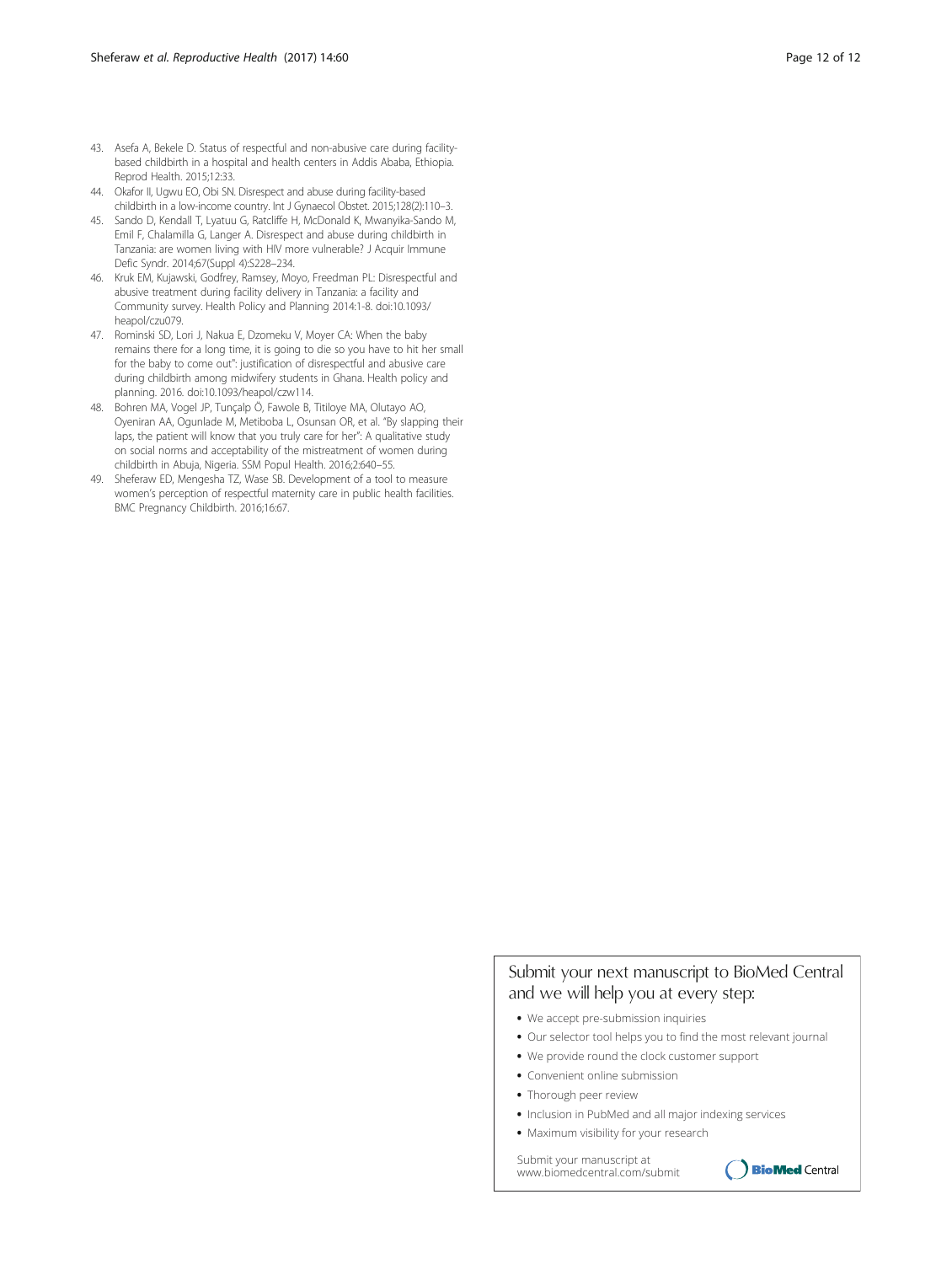43. Asefa A, Bekele D. Status of respectful and non-abusive care during facility-based childbirth in a hospital and health centers in Addis Ababa, Ethiopia. Reprod Health. 2015;12:33.
44. Okafor II, Ugwu EO, Obi SN. Disrespect and abuse during facility-based childbirth in a low-income country. Int J Gynaecol Obstet. 2015;128(2):110–3.
45. Sando D, Kendall T, Lyatuu G, Ratcliffe H, McDonald K, Mwanyika-Sando M, Emil F, Chalamilla G, Langer A. Disrespect and abuse during childbirth in Tanzania: are women living with HIV more vulnerable? J Acquir Immune Defic Syndr. 2014;67(Suppl 4):S228–234.
46. Kruk EM, Kujawski, Godfrey, Ramsey, Moyo, Freedman PL: Disrespectful and abusive treatment during facility delivery in Tanzania: a facility and Community survey. Health Policy and Planning 2014:1-8. doi:10.1093/heapol/czu079.
47. Rominski SD, Lori J, Nakua E, Dzomeku V, Moyer CA: When the baby remains there for a long time, it is going to die so you have to hit her small for the baby to come out": justification of disrespectful and abusive care during childbirth among midwifery students in Ghana. Health policy and planning. 2016. doi:10.1093/heapol/czw114.
48. Bohren MA, Vogel JP, Tunçalp Ö, Fawole B, Titiloye MA, Olutayo AO, Oyeniran AA, Ogunlade M, Metiboba L, Osunsan OR, et al. "By slapping their laps, the patient will know that you truly care for her": A qualitative study on social norms and acceptability of the mistreatment of women during childbirth in Abuja, Nigeria. SSM Popul Health. 2016;2:640–55.
49. Sheferaw ED, Mengesha TZ, Wase SB. Development of a tool to measure women's perception of respectful maternity care in public health facilities. BMC Pregnancy Childbirth. 2016;16:67.

Submit your next manuscript to BioMed Central and we will help you at every step:

- We accept pre-submission inquiries
- Our selector tool helps you to find the most relevant journal
- We provide round the clock customer support
- Convenient online submission
- Thorough peer review
- Inclusion in PubMed and all major indexing services
- Maximum visibility for your research

Submit your manuscript at
www.biomedcentral.com/submit

BioMed Central